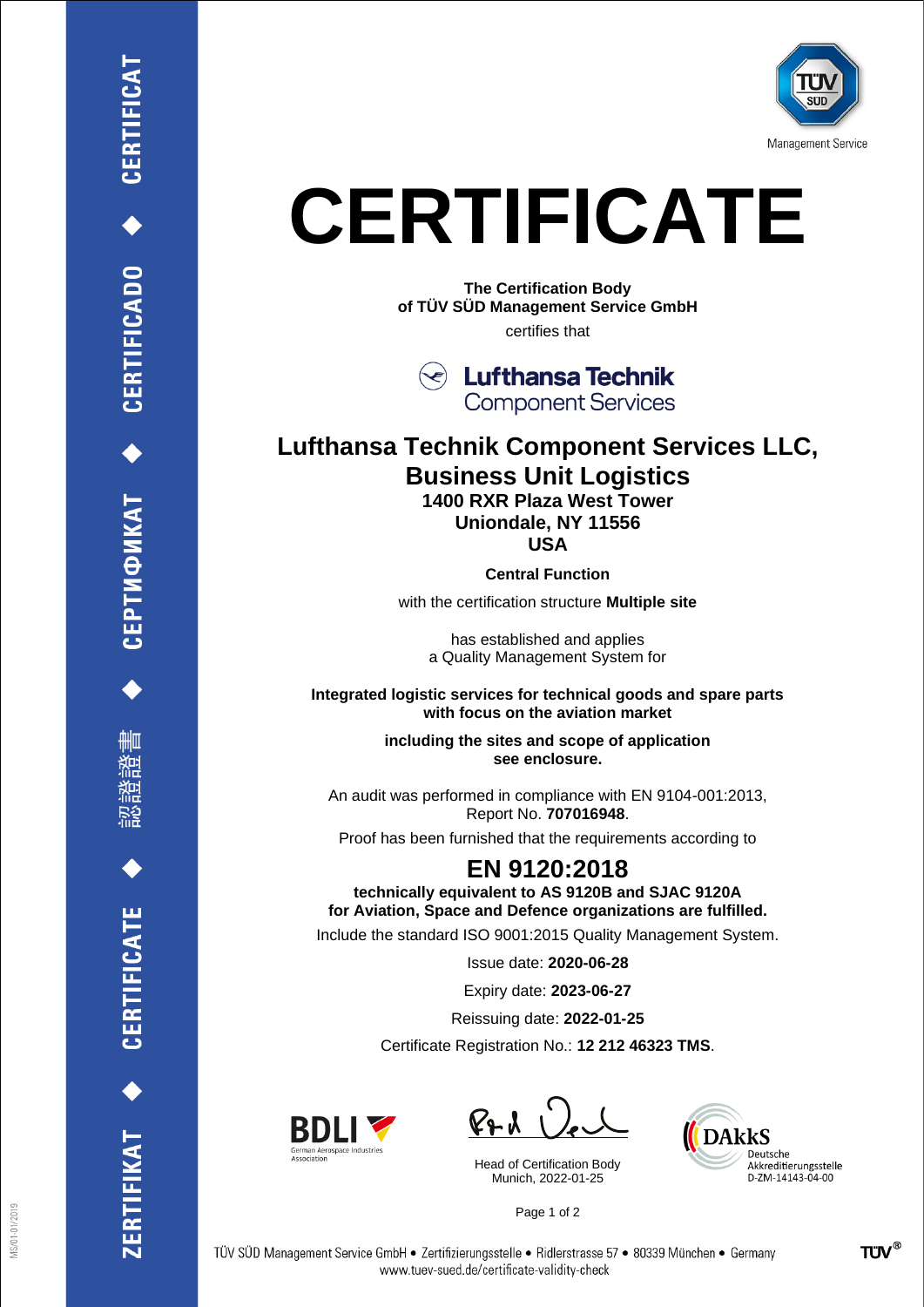# CERTIFICATE

**The Certification Body**
**of TÜV SÜD Management Service GmbH**

certifies that

**Lufthansa Technik**
Component Services

## Lufthansa Technik Component Services LLC, Business Unit Logistics

**1400 RXR Plaza West Tower**
**Uniondale, NY 11556**
**USA**

**Central Function**

with the certification structure **Multiple site**

has established and applies
a Quality Management System for

**Integrated logistic services for technical goods and spare parts with focus on the aviation market**

**including the sites and scope of application see enclosure.**

An audit was performed in compliance with EN 9104-001:2013,
Report No. **707016948**.

Proof has been furnished that the requirements according to

## EN 9120:2018

**technically equivalent to AS 9120B and SJAC 9120A for Aviation, Space and Defence organizations are fulfilled.**

Include the standard ISO 9001:2015 Quality Management System.

Issue date: **2020-06-28**

Expiry date: **2023-06-27**

Reissuing date: **2022-01-25**

Certificate Registration No.: **12 212 46323 TMS**.

BDLI
German Aerospace Industries Association

Head of Certification Body
Munich, 2022-01-25

DAkkS
Deutsche Akkreditierungsstelle
D-ZM-14143-04-00

TÜV SÜD Management Service GmbH • Zertifizierungsstelle • Ridlerstrasse 57 • 80339 München • Germany
www.tuev-sued.de/certificate-validity-check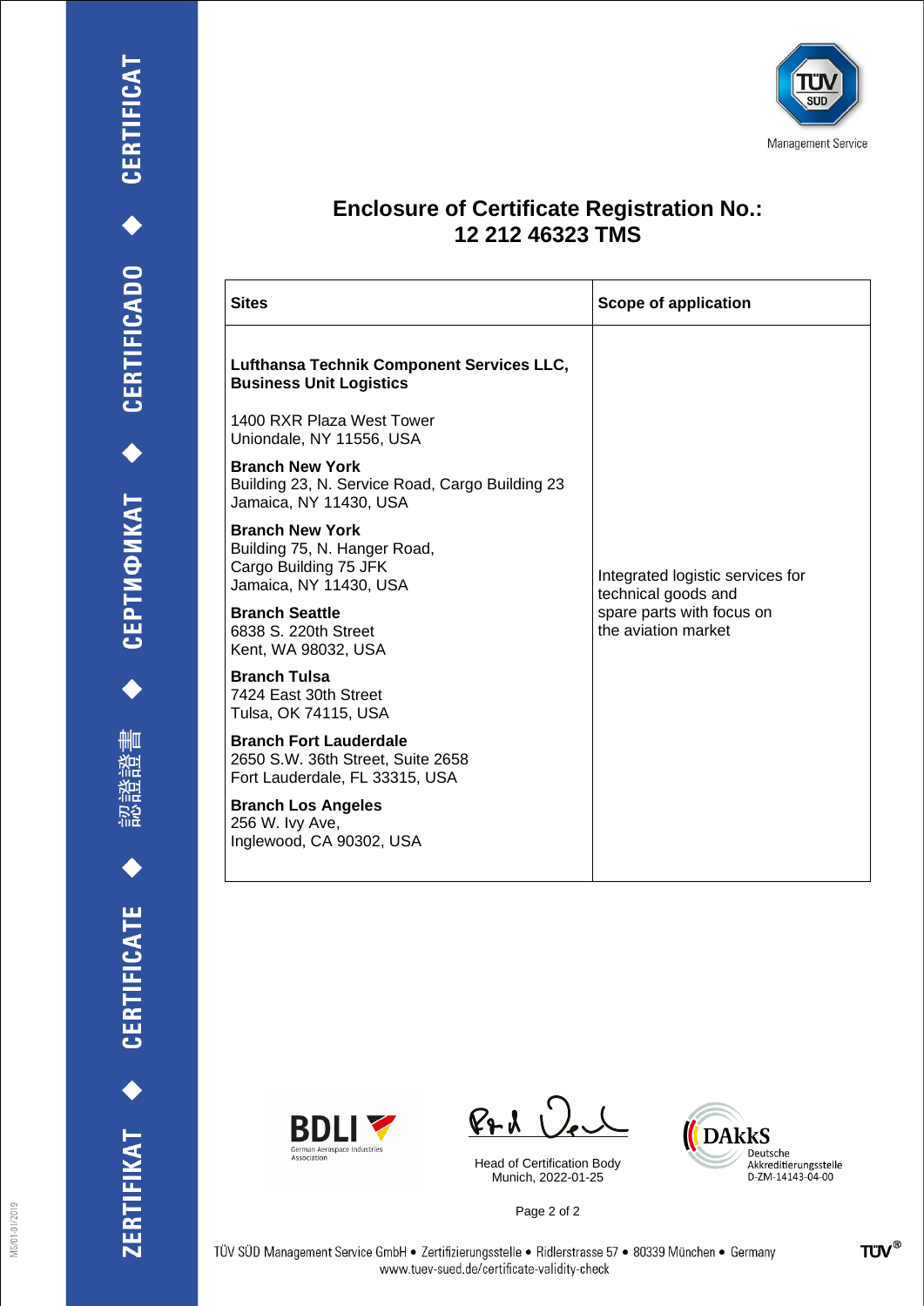TÜV SÜD Management Service

# Enclosure of Certificate Registration No.: 12 212 46323 TMS

| Sites | Scope of application |
|---|---|
| **Lufthansa Technik Component Services LLC, Business Unit Logistics**<br><br>1400 RXR Plaza West Tower<br>Uniondale, NY 11556, USA<br><br>**Branch New York**<br>Building 23, N. Service Road, Cargo Building 23<br>Jamaica, NY 11430, USA<br><br>**Branch New York**<br>Building 75, N. Hanger Road,<br>Cargo Building 75 JFK<br>Jamaica, NY 11430, USA<br><br>**Branch Seattle**<br>6838 S. 220th Street<br>Kent, WA 98032, USA<br><br>**Branch Tulsa**<br>7424 East 30th Street<br>Tulsa, OK 74115, USA<br><br>**Branch Fort Lauderdale**<br>2650 S.W. 36th Street, Suite 2658<br>Fort Lauderdale, FL 33315, USA<br><br>**Branch Los Angeles**<br>256 W. Ivy Ave,<br>Inglewood, CA 90302, USA | Integrated logistic services for technical goods and spare parts with focus on the aviation market |

BDLI German Aerospace Industries Association

Head of Certification Body
Munich, 2022-01-25

DAkkS Deutsche Akkreditierungsstelle D-ZM-14143-04-00

TÜV SÜD Management Service GmbH • Zertifizierungsstelle • Ridlerstrasse 57 • 80339 München • Germany
www.tuev-sued.de/certificate-validity-check